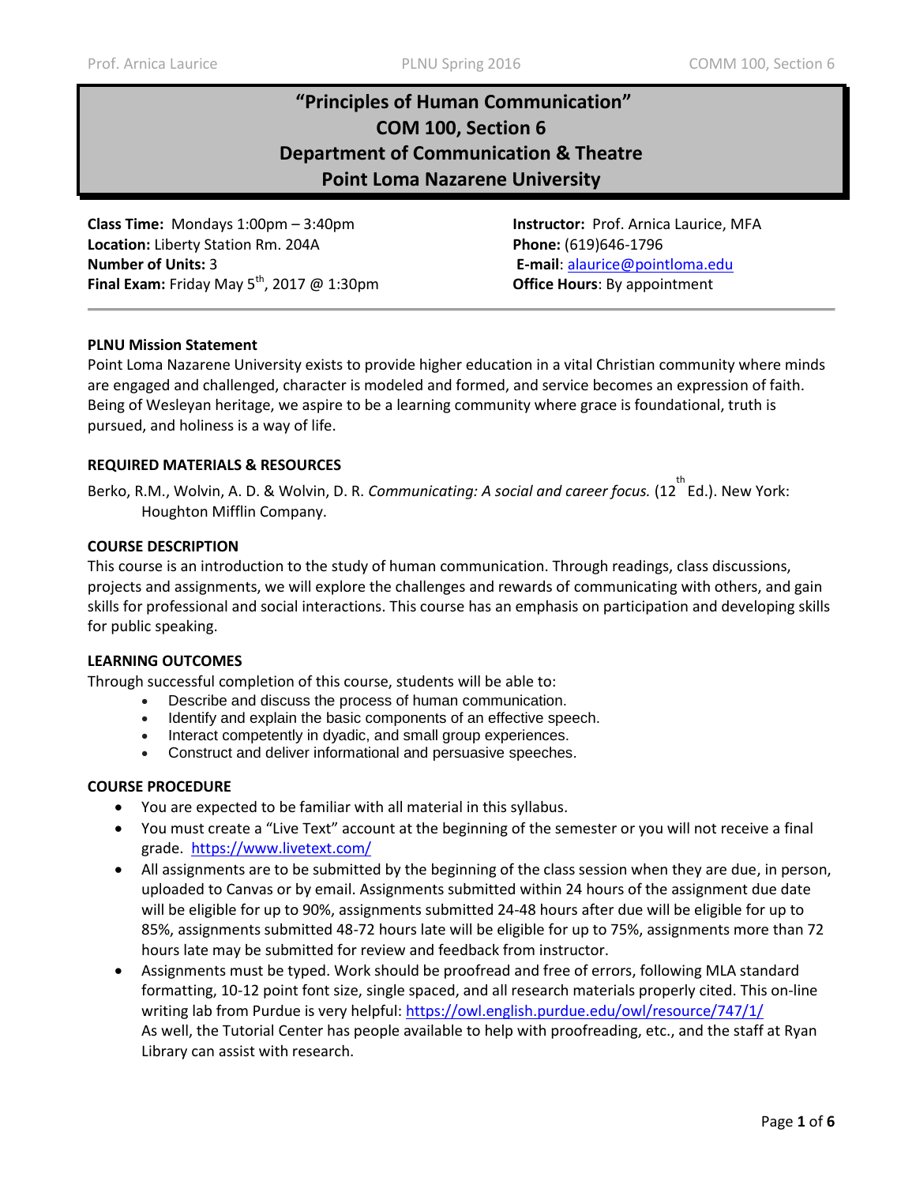# "Principles of Human Communication"
# COM 100, Section 6
# Department of Communication & Theatre
# Point Loma Nazarene University

**Class Time:** Mondays 1:00pm – 3:40pm
**Location:** Liberty Station Rm. 204A
**Number of Units:** 3
**Final Exam:** Friday May 5th, 2017 @ 1:30pm

**Instructor:** Prof. Arnica Laurice, MFA
**Phone:** (619)646-1796
**E-mail**: alaurice@pointloma.edu
**Office Hours**: By appointment

**PLNU Mission Statement**
Point Loma Nazarene University exists to provide higher education in a vital Christian community where minds are engaged and challenged, character is modeled and formed, and service becomes an expression of faith. Being of Wesleyan heritage, we aspire to be a learning community where grace is foundational, truth is pursued, and holiness is a way of life.

**REQUIRED MATERIALS & RESOURCES**

Berko, R.M., Wolvin, A. D. & Wolvin, D. R. *Communicating: A social and career focus.* (12th Ed.). New York: Houghton Mifflin Company.

**COURSE DESCRIPTION**
This course is an introduction to the study of human communication. Through readings, class discussions, projects and assignments, we will explore the challenges and rewards of communicating with others, and gain skills for professional and social interactions. This course has an emphasis on participation and developing skills for public speaking.

**LEARNING OUTCOMES**
Through successful completion of this course, students will be able to:

- Describe and discuss the process of human communication.
- Identify and explain the basic components of an effective speech.
- Interact competently in dyadic, and small group experiences.
- Construct and deliver informational and persuasive speeches.

**COURSE PROCEDURE**

- You are expected to be familiar with all material in this syllabus.
- You must create a "Live Text" account at the beginning of the semester or you will not receive a final grade. https://www.livetext.com/
- All assignments are to be submitted by the beginning of the class session when they are due, in person, uploaded to Canvas or by email. Assignments submitted within 24 hours of the assignment due date will be eligible for up to 90%, assignments submitted 24-48 hours after due will be eligible for up to 85%, assignments submitted 48-72 hours late will be eligible for up to 75%, assignments more than 72 hours late may be submitted for review and feedback from instructor.
- Assignments must be typed. Work should be proofread and free of errors, following MLA standard formatting, 10-12 point font size, single spaced, and all research materials properly cited. This on-line writing lab from Purdue is very helpful: https://owl.english.purdue.edu/owl/resource/747/1/
  As well, the Tutorial Center has people available to help with proofreading, etc., and the staff at Ryan Library can assist with research.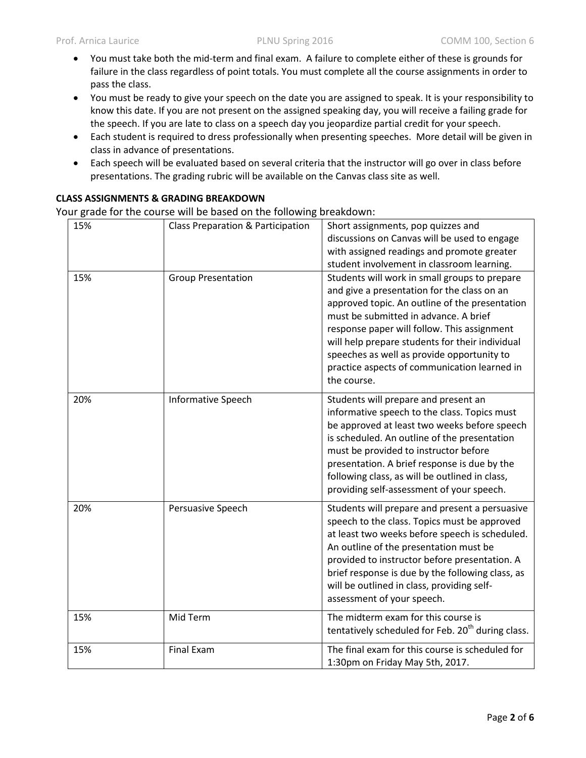- You must take both the mid-term and final exam. A failure to complete either of these is grounds for failure in the class regardless of point totals. You must complete all the course assignments in order to pass the class.
- You must be ready to give your speech on the date you are assigned to speak. It is your responsibility to know this date. If you are not present on the assigned speaking day, you will receive a failing grade for the speech. If you are late to class on a speech day you jeopardize partial credit for your speech.
- Each student is required to dress professionally when presenting speeches. More detail will be given in class in advance of presentations.
- Each speech will be evaluated based on several criteria that the instructor will go over in class before presentations. The grading rubric will be available on the Canvas class site as well.

**CLASS ASSIGNMENTS & GRADING BREAKDOWN**

Your grade for the course will be based on the following breakdown:

| | | |
|---|---|---|
| 15% | Class Preparation & Participation | Short assignments, pop quizzes and discussions on Canvas will be used to engage with assigned readings and promote greater student involvement in classroom learning. |
| 15% | Group Presentation | Students will work in small groups to prepare and give a presentation for the class on an approved topic. An outline of the presentation must be submitted in advance. A brief response paper will follow. This assignment will help prepare students for their individual speeches as well as provide opportunity to practice aspects of communication learned in the course. |
| 20% | Informative Speech | Students will prepare and present an informative speech to the class. Topics must be approved at least two weeks before speech is scheduled. An outline of the presentation must be provided to instructor before presentation. A brief response is due by the following class, as will be outlined in class, providing self-assessment of your speech. |
| 20% | Persuasive Speech | Students will prepare and present a persuasive speech to the class. Topics must be approved at least two weeks before speech is scheduled. An outline of the presentation must be provided to instructor before presentation. A brief response is due by the following class, as will be outlined in class, providing self-assessment of your speech. |
| 15% | Mid Term | The midterm exam for this course is tentatively scheduled for Feb. 20th during class. |
| 15% | Final Exam | The final exam for this course is scheduled for 1:30pm on Friday May 5th, 2017. |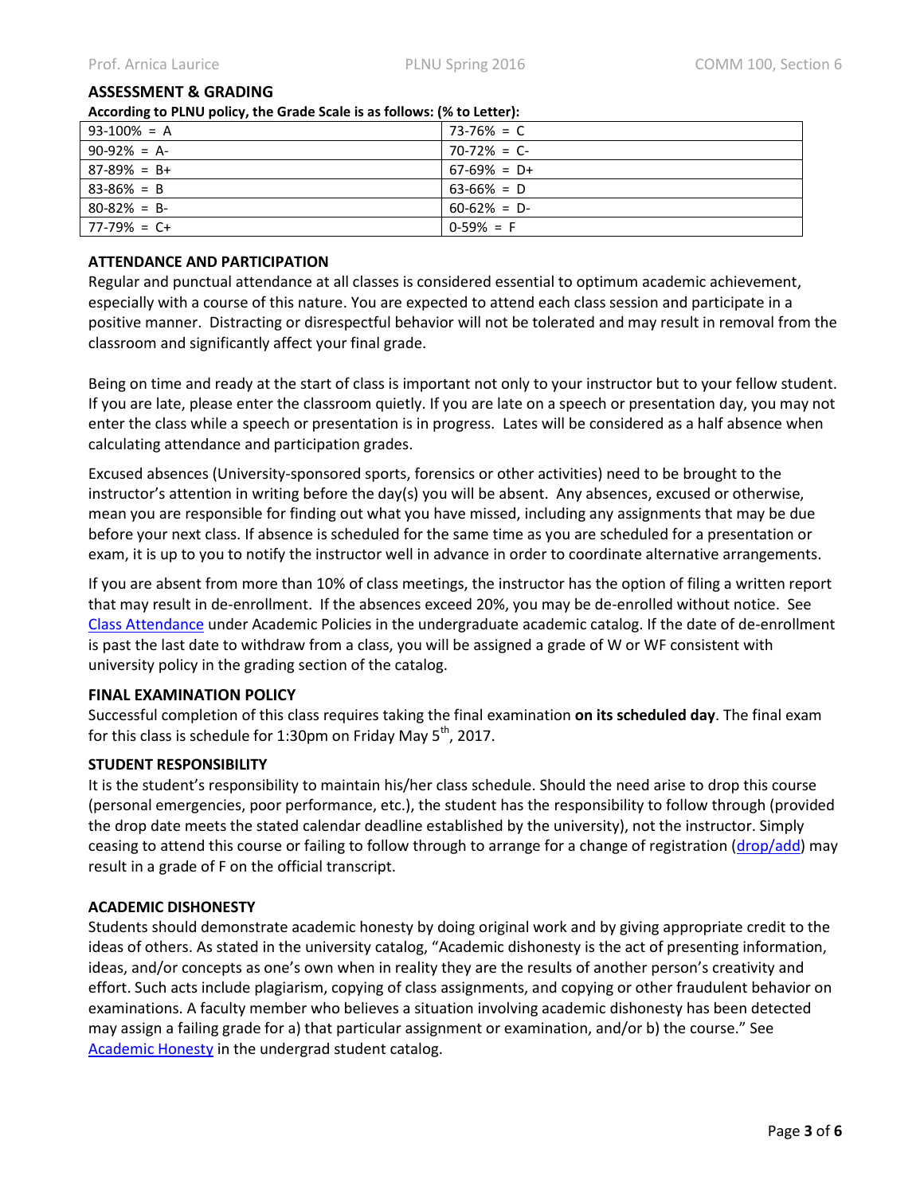## ASSESSMENT & GRADING

**According to PLNU policy, the Grade Scale is as follows: (% to Letter):**

| | |
|---|---|
| 93-100% = A | 73-76% = C |
| 90-92% = A- | 70-72% = C- |
| 87-89% = B+ | 67-69% = D+ |
| 83-86% = B | 63-66% = D |
| 80-82% = B- | 60-62% = D- |
| 77-79% = C+ | 0-59% = F |

## ATTENDANCE AND PARTICIPATION

Regular and punctual attendance at all classes is considered essential to optimum academic achievement, especially with a course of this nature. You are expected to attend each class session and participate in a positive manner. Distracting or disrespectful behavior will not be tolerated and may result in removal from the classroom and significantly affect your final grade.

Being on time and ready at the start of class is important not only to your instructor but to your fellow student. If you are late, please enter the classroom quietly. If you are late on a speech or presentation day, you may not enter the class while a speech or presentation is in progress. Lates will be considered as a half absence when calculating attendance and participation grades.

Excused absences (University-sponsored sports, forensics or other activities) need to be brought to the instructor's attention in writing before the day(s) you will be absent. Any absences, excused or otherwise, mean you are responsible for finding out what you have missed, including any assignments that may be due before your next class. If absence is scheduled for the same time as you are scheduled for a presentation or exam, it is up to you to notify the instructor well in advance in order to coordinate alternative arrangements.

If you are absent from more than 10% of class meetings, the instructor has the option of filing a written report that may result in de-enrollment. If the absences exceed 20%, you may be de-enrolled without notice. See [Class Attendance] under Academic Policies in the undergraduate academic catalog. If the date of de-enrollment is past the last date to withdraw from a class, you will be assigned a grade of W or WF consistent with university policy in the grading section of the catalog.

## FINAL EXAMINATION POLICY

Successful completion of this class requires taking the final examination **on its scheduled day**. The final exam for this class is schedule for 1:30pm on Friday May 5th, 2017.

## STUDENT RESPONSIBILITY

It is the student's responsibility to maintain his/her class schedule. Should the need arise to drop this course (personal emergencies, poor performance, etc.), the student has the responsibility to follow through (provided the drop date meets the stated calendar deadline established by the university), not the instructor. Simply ceasing to attend this course or failing to follow through to arrange for a change of registration (drop/add) may result in a grade of F on the official transcript.

## ACADEMIC DISHONESTY

Students should demonstrate academic honesty by doing original work and by giving appropriate credit to the ideas of others. As stated in the university catalog, "Academic dishonesty is the act of presenting information, ideas, and/or concepts as one's own when in reality they are the results of another person's creativity and effort. Such acts include plagiarism, copying of class assignments, and copying or other fraudulent behavior on examinations. A faculty member who believes a situation involving academic dishonesty has been detected may assign a failing grade for a) that particular assignment or examination, and/or b) the course." See Academic Honesty in the undergrad student catalog.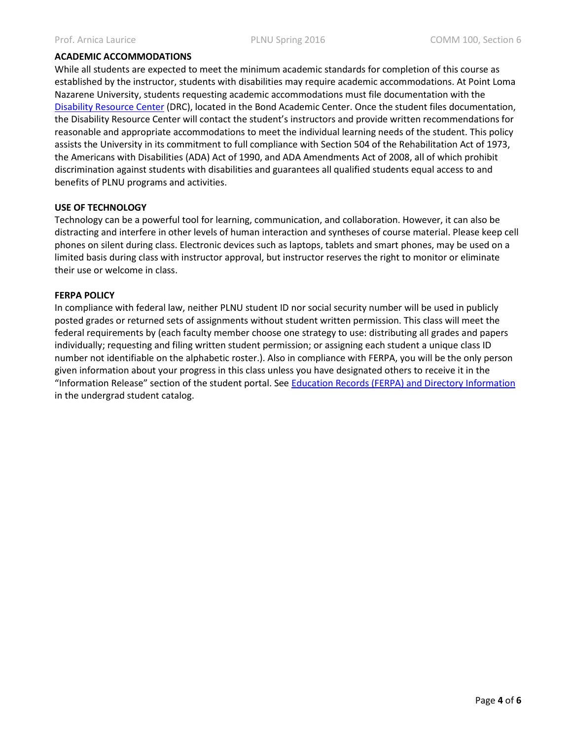**ACADEMIC ACCOMMODATIONS**

While all students are expected to meet the minimum academic standards for completion of this course as established by the instructor, students with disabilities may require academic accommodations. At Point Loma Nazarene University, students requesting academic accommodations must file documentation with the Disability Resource Center (DRC), located in the Bond Academic Center. Once the student files documentation, the Disability Resource Center will contact the student's instructors and provide written recommendations for reasonable and appropriate accommodations to meet the individual learning needs of the student. This policy assists the University in its commitment to full compliance with Section 504 of the Rehabilitation Act of 1973, the Americans with Disabilities (ADA) Act of 1990, and ADA Amendments Act of 2008, all of which prohibit discrimination against students with disabilities and guarantees all qualified students equal access to and benefits of PLNU programs and activities.

**USE OF TECHNOLOGY**

Technology can be a powerful tool for learning, communication, and collaboration. However, it can also be distracting and interfere in other levels of human interaction and syntheses of course material. Please keep cell phones on silent during class. Electronic devices such as laptops, tablets and smart phones, may be used on a limited basis during class with instructor approval, but instructor reserves the right to monitor or eliminate their use or welcome in class.

**FERPA POLICY**

In compliance with federal law, neither PLNU student ID nor social security number will be used in publicly posted grades or returned sets of assignments without student written permission. This class will meet the federal requirements by (each faculty member choose one strategy to use: distributing all grades and papers individually; requesting and filing written student permission; or assigning each student a unique class ID number not identifiable on the alphabetic roster.). Also in compliance with FERPA, you will be the only person given information about your progress in this class unless you have designated others to receive it in the "Information Release" section of the student portal. See Education Records (FERPA) and Directory Information in the undergrad student catalog.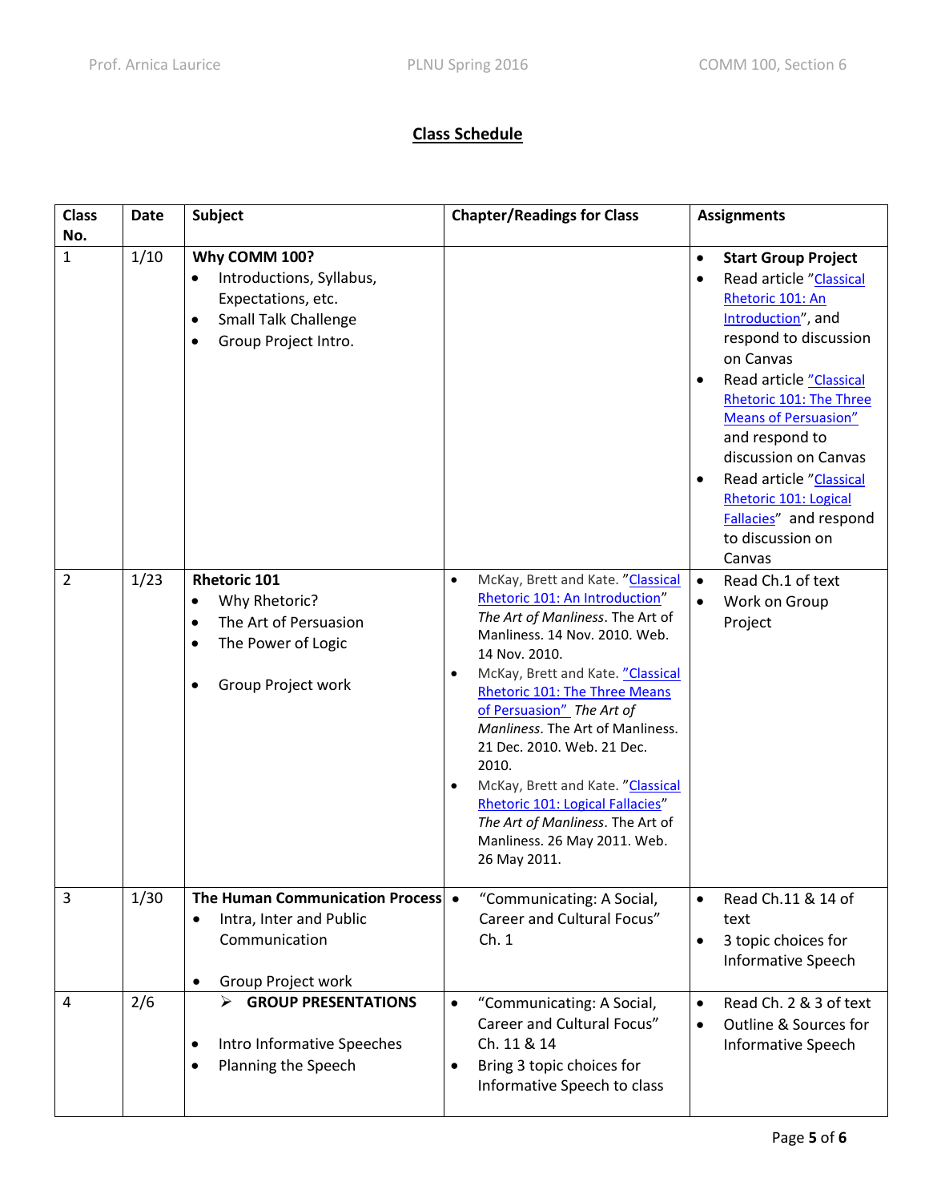## Class Schedule

| Class No. | Date | Subject | Chapter/Readings for Class | Assignments |
|---|---|---|---|---|
| 1 | 1/10 | **Why COMM 100?**<br>• Introductions, Syllabus, Expectations, etc.<br>• Small Talk Challenge<br>• Group Project Intro. | | • **Start Group Project**<br>• Read article "Classical Rhetoric 101: An Introduction", and respond to discussion on Canvas<br>• Read article "Classical Rhetoric 101: The Three Means of Persuasion" and respond to discussion on Canvas<br>• Read article "Classical Rhetoric 101: Logical Fallacies" and respond to discussion on Canvas |
| 2 | 1/23 | **Rhetoric 101**<br>• Why Rhetoric?<br>• The Art of Persuasion<br>• The Power of Logic<br><br>• Group Project work | • McKay, Brett and Kate. "Classical Rhetoric 101: An Introduction" *The Art of Manliness*. The Art of Manliness. 14 Nov. 2010. Web. 14 Nov. 2010.<br>• McKay, Brett and Kate. "Classical Rhetoric 101: The Three Means of Persuasion" *The Art of Manliness*. The Art of Manliness. 21 Dec. 2010. Web. 21 Dec. 2010.<br>• McKay, Brett and Kate. "Classical Rhetoric 101: Logical Fallacies" *The Art of Manliness*. The Art of Manliness. 26 May 2011. Web. 26 May 2011. | • Read Ch.1 of text<br>• Work on Group Project |
| 3 | 1/30 | **The Human Communication Process**<br>• Intra, Inter and Public Communication<br><br>• Group Project work | • "Communicating: A Social, Career and Cultural Focus" Ch. 1 | • Read Ch.11 & 14 of text<br>• 3 topic choices for Informative Speech |
| 4 | 2/6 | ➢ **GROUP PRESENTATIONS**<br><br>• Intro Informative Speeches<br>• Planning the Speech | • "Communicating: A Social, Career and Cultural Focus" Ch. 11 & 14<br>• Bring 3 topic choices for Informative Speech to class | • Read Ch. 2 & 3 of text<br>• Outline & Sources for Informative Speech |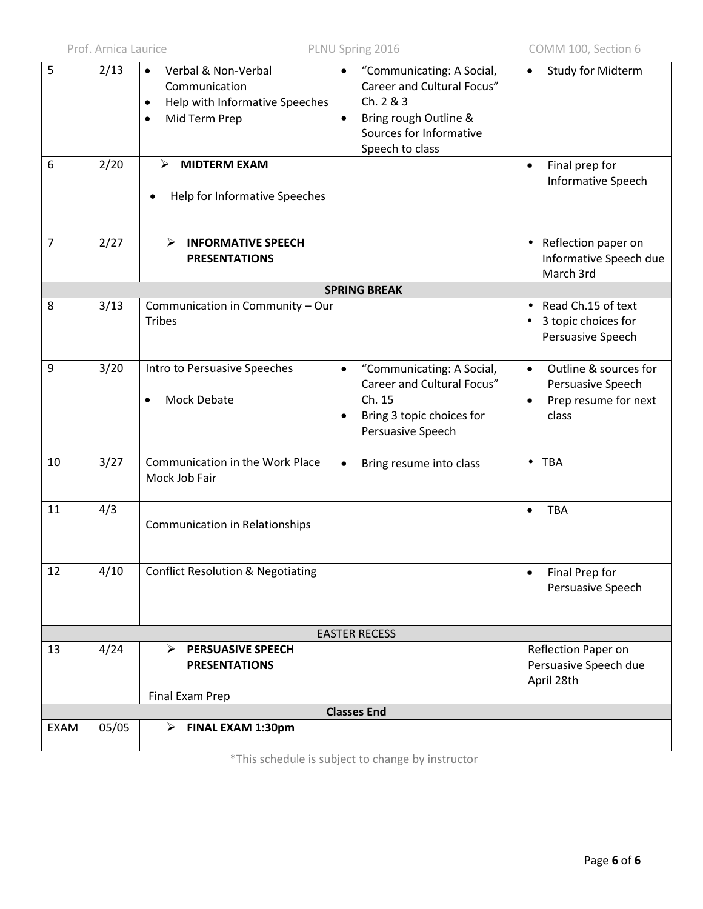| | | | | |
|---|---|---|---|---|
| 5 | 2/13 | • Verbal & Non-Verbal Communication<br>• Help with Informative Speeches<br>• Mid Term Prep | • "Communicating: A Social, Career and Cultural Focus" Ch. 2 & 3<br>• Bring rough Outline & Sources for Informative Speech to class | • Study for Midterm |
| 6 | 2/20 | ➢ **MIDTERM EXAM**<br>• Help for Informative Speeches | | • Final prep for Informative Speech |
| 7 | 2/27 | ➢ **INFORMATIVE SPEECH PRESENTATIONS** | | • Reflection paper on Informative Speech due March 3rd |
| | | **SPRING BREAK** | | |
| 8 | 3/13 | Communication in Community – Our Tribes | | • Read Ch.15 of text<br>• 3 topic choices for Persuasive Speech |
| 9 | 3/20 | Intro to Persuasive Speeches<br>• Mock Debate | • "Communicating: A Social, Career and Cultural Focus" Ch. 15<br>• Bring 3 topic choices for Persuasive Speech | • Outline & sources for Persuasive Speech<br>• Prep resume for next class |
| 10 | 3/27 | Communication in the Work Place Mock Job Fair | • Bring resume into class | • TBA |
| 11 | 4/3 | Communication in Relationships | | • TBA |
| 12 | 4/10 | Conflict Resolution & Negotiating | | • Final Prep for Persuasive Speech |
| | | EASTER RECESS | | |
| 13 | 4/24 | ➢ **PERSUASIVE SPEECH PRESENTATIONS**<br>Final Exam Prep | | Reflection Paper on Persuasive Speech due April 28th |
| | | **Classes End** | | |
| EXAM | 05/05 | ➢ **FINAL EXAM 1:30pm** | | |

*This schedule is subject to change by instructor